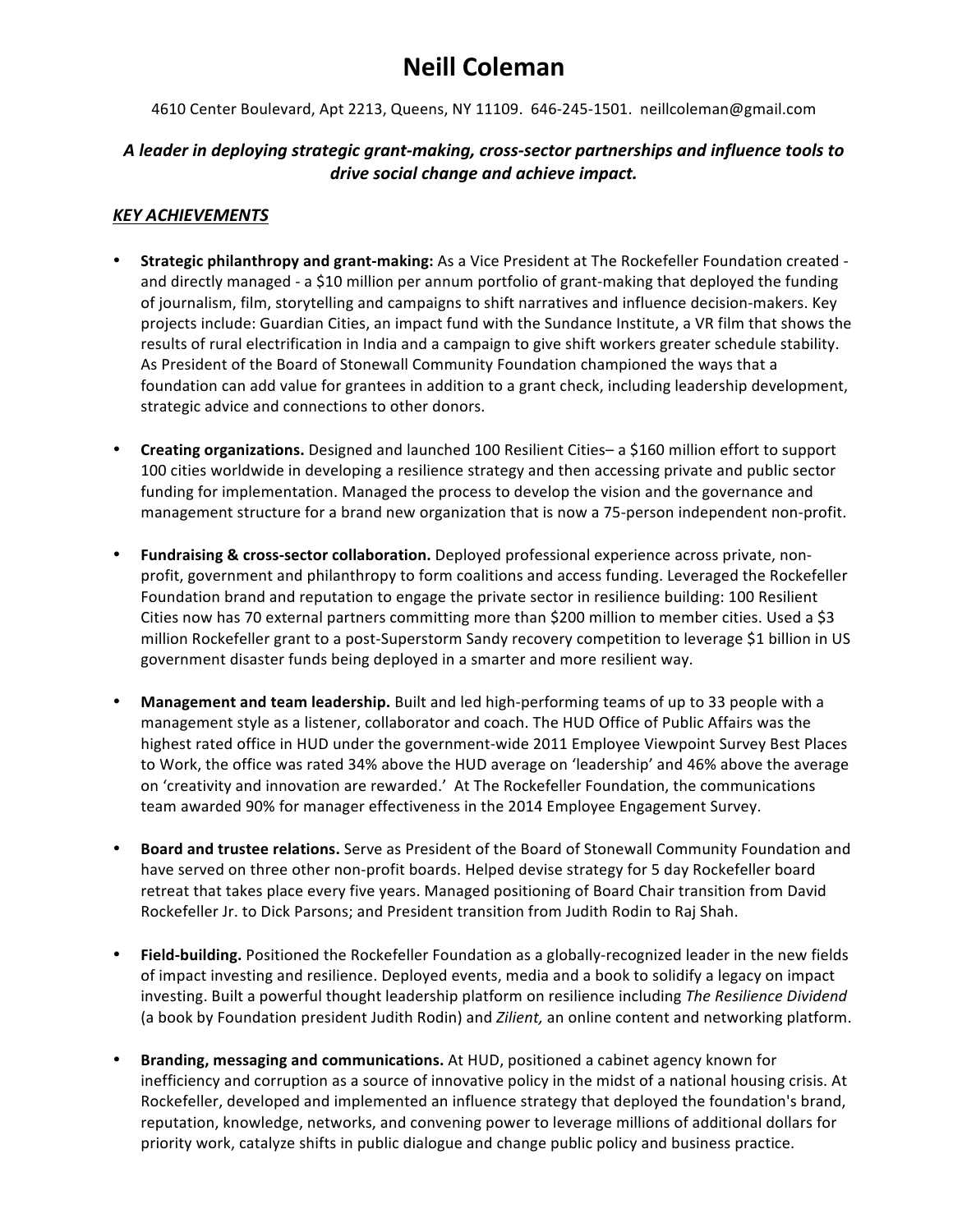# Neill Coleman

4610 Center Boulevard, Apt 2213, Queens, NY 11109. 646-245-1501. neillcoleman@gmail.com

***A leader in deploying strategic grant-making, cross-sector partnerships and influence tools to drive social change and achieve impact.***

## ***KEY ACHIEVEMENTS***

- **Strategic philanthropy and grant-making:** As a Vice President at The Rockefeller Foundation created - and directly managed - a $10 million per annum portfolio of grant-making that deployed the funding of journalism, film, storytelling and campaigns to shift narratives and influence decision-makers. Key projects include: Guardian Cities, an impact fund with the Sundance Institute, a VR film that shows the results of rural electrification in India and a campaign to give shift workers greater schedule stability. As President of the Board of Stonewall Community Foundation championed the ways that a foundation can add value for grantees in addition to a grant check, including leadership development, strategic advice and connections to other donors.

- **Creating organizations.** Designed and launched 100 Resilient Cities– a $160 million effort to support 100 cities worldwide in developing a resilience strategy and then accessing private and public sector funding for implementation. Managed the process to develop the vision and the governance and management structure for a brand new organization that is now a 75-person independent non-profit.

- **Fundraising & cross-sector collaboration.** Deployed professional experience across private, non-profit, government and philanthropy to form coalitions and access funding. Leveraged the Rockefeller Foundation brand and reputation to engage the private sector in resilience building: 100 Resilient Cities now has 70 external partners committing more than $200 million to member cities. Used a $3 million Rockefeller grant to a post-Superstorm Sandy recovery competition to leverage $1 billion in US government disaster funds being deployed in a smarter and more resilient way.

- **Management and team leadership.** Built and led high-performing teams of up to 33 people with a management style as a listener, collaborator and coach. The HUD Office of Public Affairs was the highest rated office in HUD under the government-wide 2011 Employee Viewpoint Survey Best Places to Work, the office was rated 34% above the HUD average on 'leadership' and 46% above the average on 'creativity and innovation are rewarded.' At The Rockefeller Foundation, the communications team awarded 90% for manager effectiveness in the 2014 Employee Engagement Survey.

- **Board and trustee relations.** Serve as President of the Board of Stonewall Community Foundation and have served on three other non-profit boards. Helped devise strategy for 5 day Rockefeller board retreat that takes place every five years. Managed positioning of Board Chair transition from David Rockefeller Jr. to Dick Parsons; and President transition from Judith Rodin to Raj Shah.

- **Field-building.** Positioned the Rockefeller Foundation as a globally-recognized leader in the new fields of impact investing and resilience. Deployed events, media and a book to solidify a legacy on impact investing. Built a powerful thought leadership platform on resilience including *The Resilience Dividend* (a book by Foundation president Judith Rodin) and *Zilient,* an online content and networking platform.

- **Branding, messaging and communications.** At HUD, positioned a cabinet agency known for inefficiency and corruption as a source of innovative policy in the midst of a national housing crisis. At Rockefeller, developed and implemented an influence strategy that deployed the foundation's brand, reputation, knowledge, networks, and convening power to leverage millions of additional dollars for priority work, catalyze shifts in public dialogue and change public policy and business practice.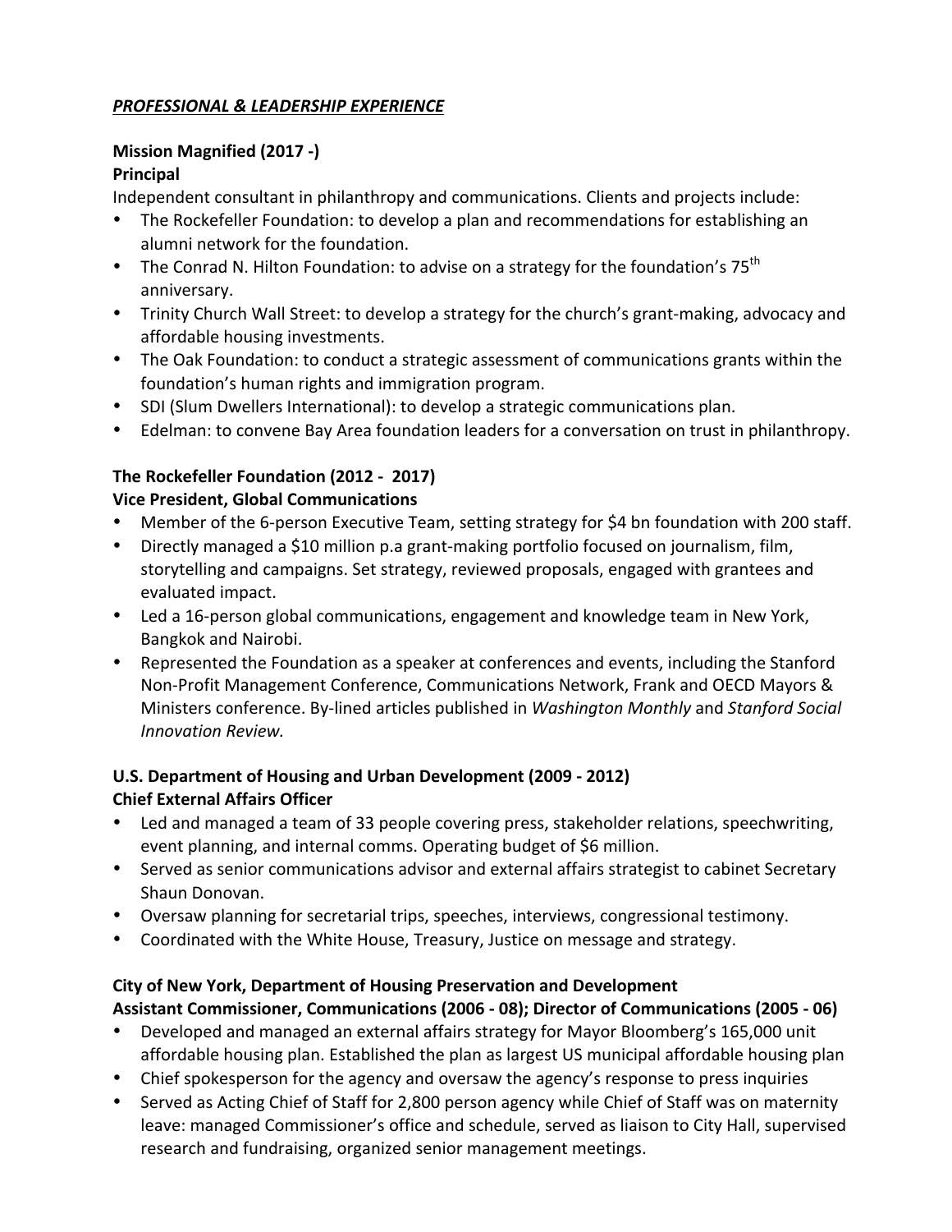## ***PROFESSIONAL & LEADERSHIP EXPERIENCE***

**Mission Magnified (2017 -)**
**Principal**

Independent consultant in philanthropy and communications. Clients and projects include:

- The Rockefeller Foundation: to develop a plan and recommendations for establishing an alumni network for the foundation.
- The Conrad N. Hilton Foundation: to advise on a strategy for the foundation's 75th anniversary.
- Trinity Church Wall Street: to develop a strategy for the church's grant-making, advocacy and affordable housing investments.
- The Oak Foundation: to conduct a strategic assessment of communications grants within the foundation's human rights and immigration program.
- SDI (Slum Dwellers International): to develop a strategic communications plan.
- Edelman: to convene Bay Area foundation leaders for a conversation on trust in philanthropy.

**The Rockefeller Foundation (2012 - 2017)**
**Vice President, Global Communications**

- Member of the 6-person Executive Team, setting strategy for $4 bn foundation with 200 staff.
- Directly managed a $10 million p.a grant-making portfolio focused on journalism, film, storytelling and campaigns. Set strategy, reviewed proposals, engaged with grantees and evaluated impact.
- Led a 16-person global communications, engagement and knowledge team in New York, Bangkok and Nairobi.
- Represented the Foundation as a speaker at conferences and events, including the Stanford Non-Profit Management Conference, Communications Network, Frank and OECD Mayors & Ministers conference. By-lined articles published in *Washington Monthly* and *Stanford Social Innovation Review.*

**U.S. Department of Housing and Urban Development (2009 - 2012)**
**Chief External Affairs Officer**

- Led and managed a team of 33 people covering press, stakeholder relations, speechwriting, event planning, and internal comms. Operating budget of $6 million.
- Served as senior communications advisor and external affairs strategist to cabinet Secretary Shaun Donovan.
- Oversaw planning for secretarial trips, speeches, interviews, congressional testimony.
- Coordinated with the White House, Treasury, Justice on message and strategy.

**City of New York, Department of Housing Preservation and Development**
**Assistant Commissioner, Communications (2006 - 08); Director of Communications (2005 - 06)**

- Developed and managed an external affairs strategy for Mayor Bloomberg's 165,000 unit affordable housing plan. Established the plan as largest US municipal affordable housing plan
- Chief spokesperson for the agency and oversaw the agency's response to press inquiries
- Served as Acting Chief of Staff for 2,800 person agency while Chief of Staff was on maternity leave: managed Commissioner's office and schedule, served as liaison to City Hall, supervised research and fundraising, organized senior management meetings.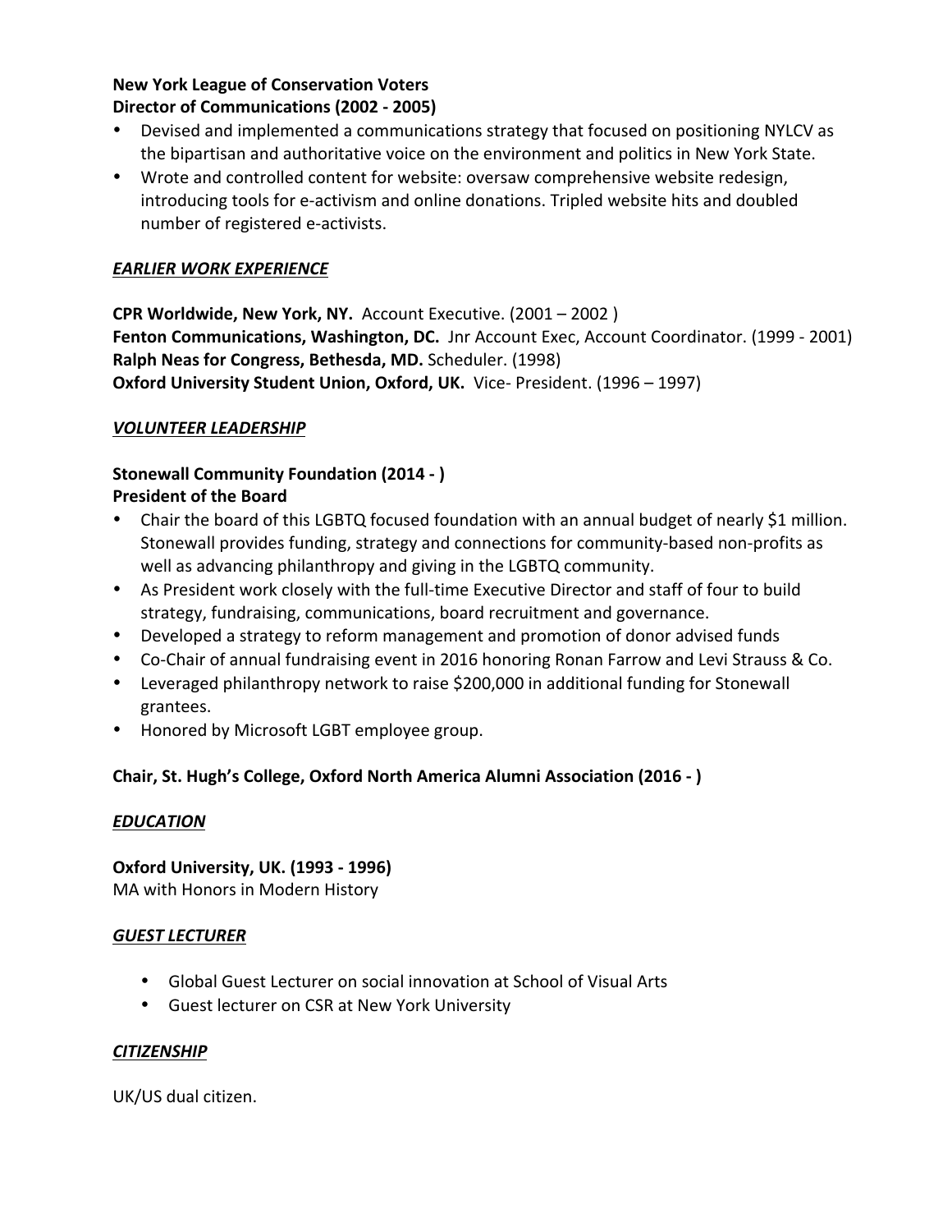**New York League of Conservation Voters**
**Director of Communications (2002 - 2005)**

- Devised and implemented a communications strategy that focused on positioning NYLCV as the bipartisan and authoritative voice on the environment and politics in New York State.
- Wrote and controlled content for website: oversaw comprehensive website redesign, introducing tools for e-activism and online donations. Tripled website hits and doubled number of registered e-activists.

## ***EARLIER WORK EXPERIENCE***

**CPR Worldwide, New York, NY.** Account Executive. (2001 – 2002 )
**Fenton Communications, Washington, DC.** Jnr Account Exec, Account Coordinator. (1999 - 2001)
**Ralph Neas for Congress, Bethesda, MD.** Scheduler. (1998)
**Oxford University Student Union, Oxford, UK.** Vice- President. (1996 – 1997)

## ***VOLUNTEER LEADERSHIP***

**Stonewall Community Foundation (2014 - )**
**President of the Board**

- Chair the board of this LGBTQ focused foundation with an annual budget of nearly $1 million. Stonewall provides funding, strategy and connections for community-based non-profits as well as advancing philanthropy and giving in the LGBTQ community.
- As President work closely with the full-time Executive Director and staff of four to build strategy, fundraising, communications, board recruitment and governance.
- Developed a strategy to reform management and promotion of donor advised funds
- Co-Chair of annual fundraising event in 2016 honoring Ronan Farrow and Levi Strauss & Co.
- Leveraged philanthropy network to raise $200,000 in additional funding for Stonewall grantees.
- Honored by Microsoft LGBT employee group.

**Chair, St. Hugh's College, Oxford North America Alumni Association (2016 - )**

## ***EDUCATION***

**Oxford University, UK. (1993 - 1996)**
MA with Honors in Modern History

## ***GUEST LECTURER***

- Global Guest Lecturer on social innovation at School of Visual Arts
- Guest lecturer on CSR at New York University

## ***CITIZENSHIP***

UK/US dual citizen.